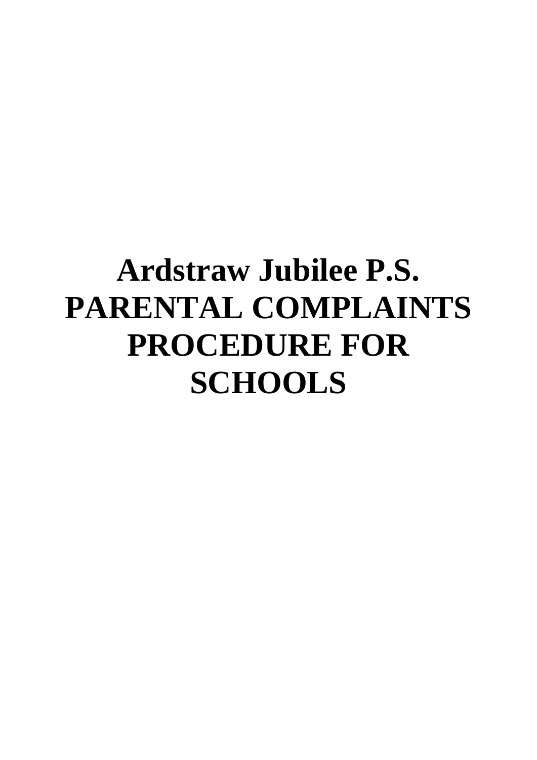# Ardstraw Jubilee P.S. PARENTAL COMPLAINTS PROCEDURE FOR SCHOOLS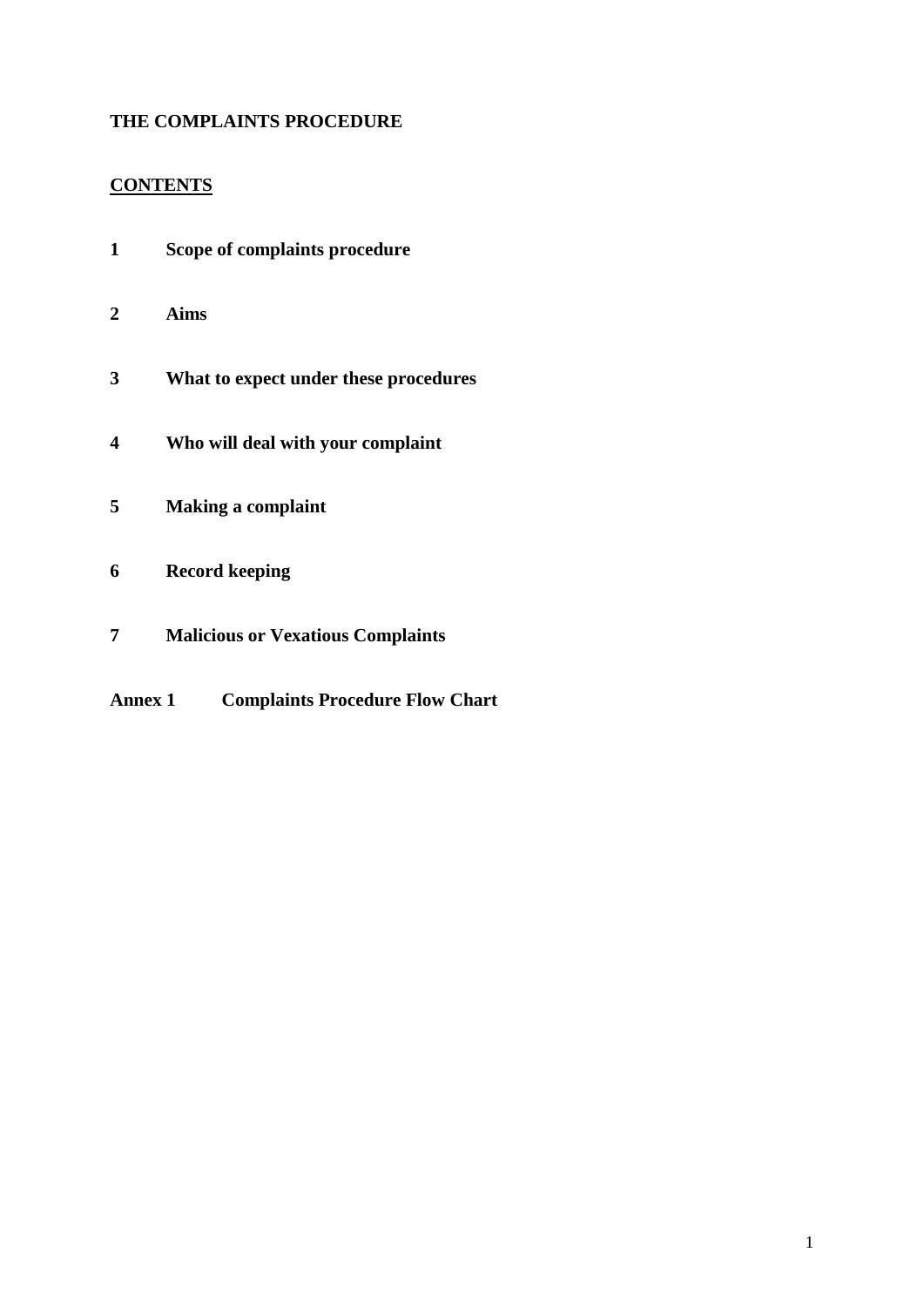**THE COMPLAINTS PROCEDURE**

## CONTENTS

**1 Scope of complaints procedure**

**2 Aims**

**3 What to expect under these procedures**

**4 Who will deal with your complaint**

**5 Making a complaint**

**6 Record keeping**

**7 Malicious or Vexatious Complaints**

**Annex 1 Complaints Procedure Flow Chart**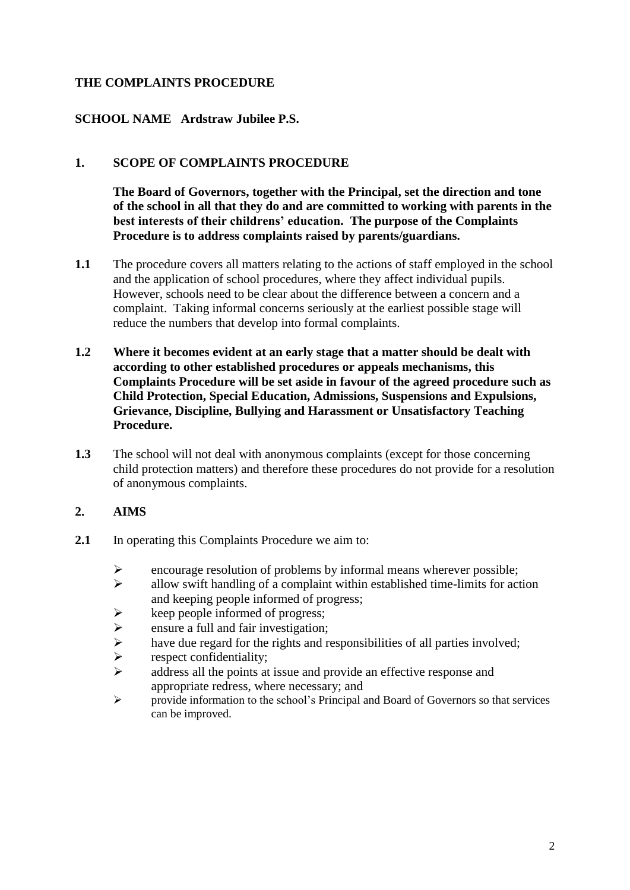**THE COMPLAINTS PROCEDURE**

**SCHOOL NAME Ardstraw Jubilee P.S.**

## 1. SCOPE OF COMPLAINTS PROCEDURE

**The Board of Governors, together with the Principal, set the direction and tone of the school in all that they do and are committed to working with parents in the best interests of their childrens' education. The purpose of the Complaints Procedure is to address complaints raised by parents/guardians.**

**1.1** The procedure covers all matters relating to the actions of staff employed in the school and the application of school procedures, where they affect individual pupils. However, schools need to be clear about the difference between a concern and a complaint. Taking informal concerns seriously at the earliest possible stage will reduce the numbers that develop into formal complaints.

**1.2 Where it becomes evident at an early stage that a matter should be dealt with according to other established procedures or appeals mechanisms, this Complaints Procedure will be set aside in favour of the agreed procedure such as Child Protection, Special Education, Admissions, Suspensions and Expulsions, Grievance, Discipline, Bullying and Harassment or Unsatisfactory Teaching Procedure.**

**1.3** The school will not deal with anonymous complaints (except for those concerning child protection matters) and therefore these procedures do not provide for a resolution of anonymous complaints.

## 2. AIMS

**2.1** In operating this Complaints Procedure we aim to:

- encourage resolution of problems by informal means wherever possible;
- allow swift handling of a complaint within established time-limits for action and keeping people informed of progress;
- keep people informed of progress;
- ensure a full and fair investigation;
- have due regard for the rights and responsibilities of all parties involved;
- respect confidentiality;
- address all the points at issue and provide an effective response and appropriate redress, where necessary; and
- provide information to the school's Principal and Board of Governors so that services can be improved.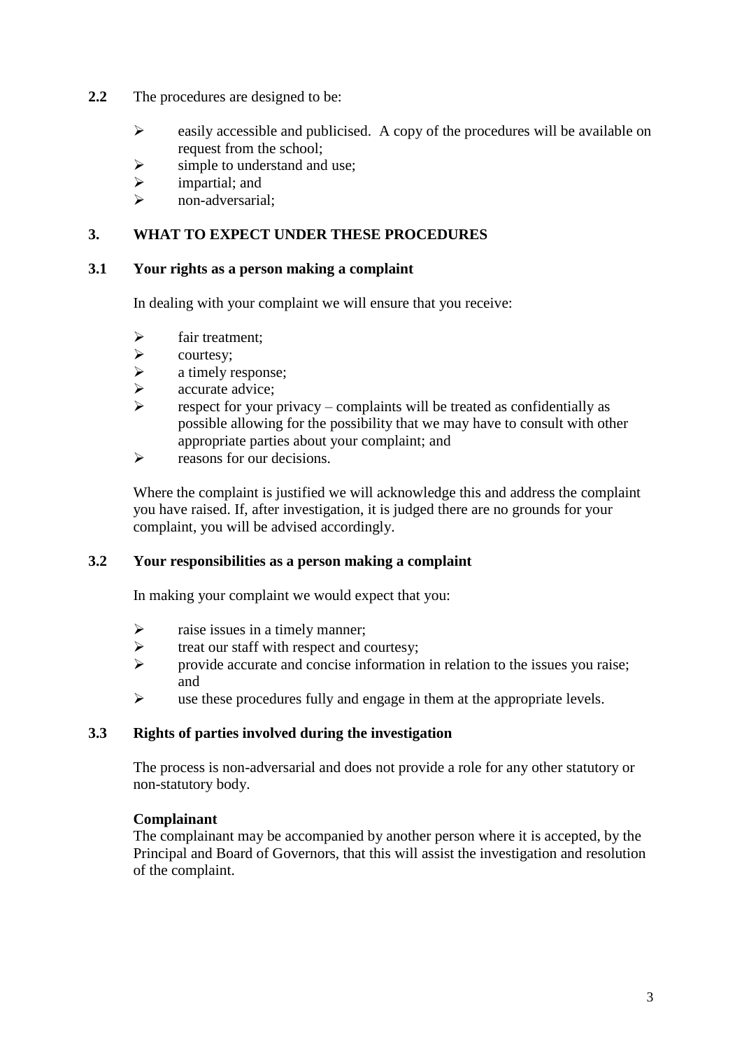**2.2** The procedures are designed to be:

- easily accessible and publicised. A copy of the procedures will be available on request from the school;
- simple to understand and use;
- impartial; and
- non-adversarial;

## 3. WHAT TO EXPECT UNDER THESE PROCEDURES

### 3.1 Your rights as a person making a complaint

In dealing with your complaint we will ensure that you receive:

- fair treatment;
- courtesy;
- a timely response;
- accurate advice;
- respect for your privacy – complaints will be treated as confidentially as possible allowing for the possibility that we may have to consult with other appropriate parties about your complaint; and
- reasons for our decisions.

Where the complaint is justified we will acknowledge this and address the complaint you have raised. If, after investigation, it is judged there are no grounds for your complaint, you will be advised accordingly.

### 3.2 Your responsibilities as a person making a complaint

In making your complaint we would expect that you:

- raise issues in a timely manner;
- treat our staff with respect and courtesy;
- provide accurate and concise information in relation to the issues you raise; and
- use these procedures fully and engage in them at the appropriate levels.

### 3.3 Rights of parties involved during the investigation

The process is non-adversarial and does not provide a role for any other statutory or non-statutory body.

**Complainant**

The complainant may be accompanied by another person where it is accepted, by the Principal and Board of Governors, that this will assist the investigation and resolution of the complaint.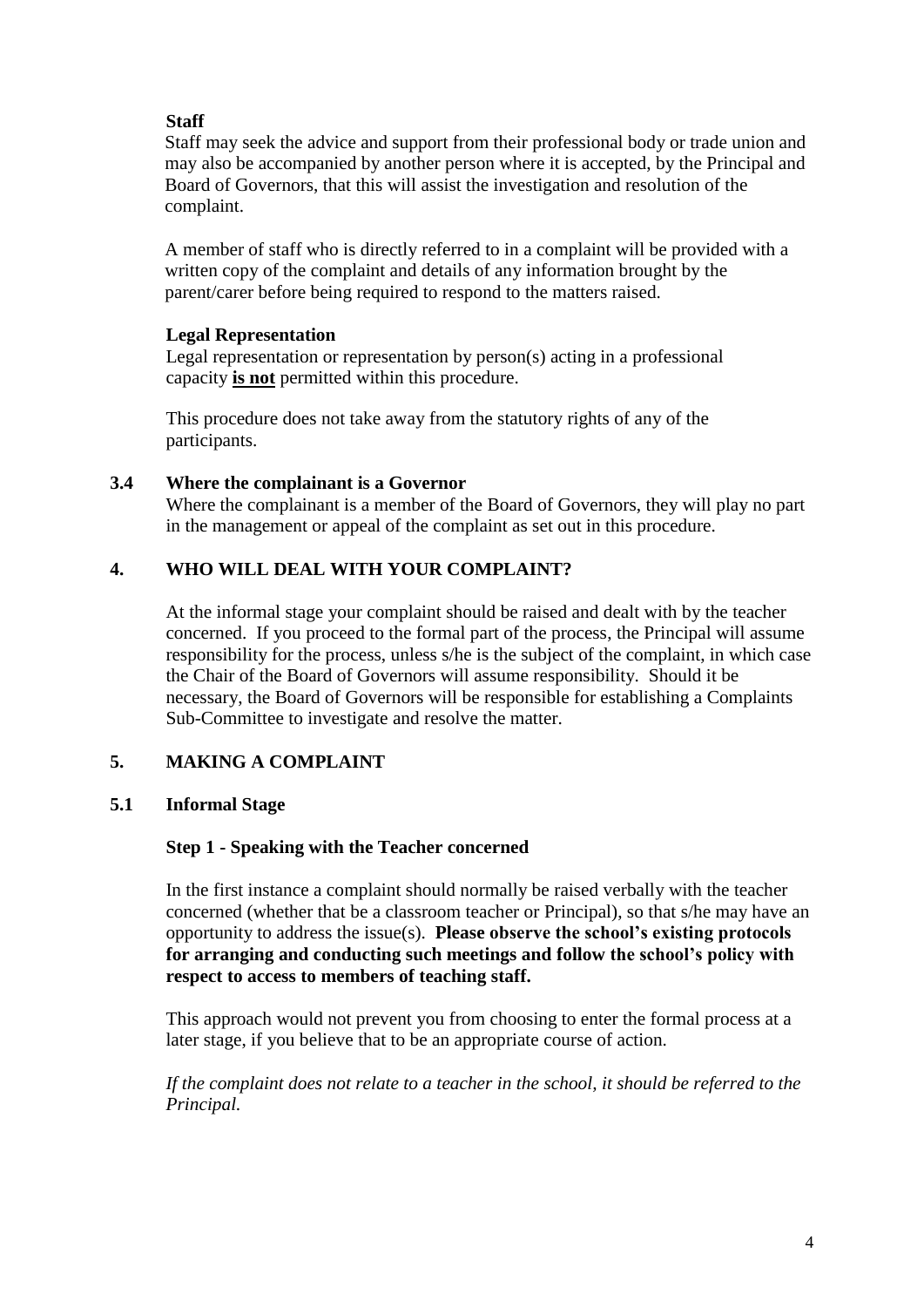**Staff**

Staff may seek the advice and support from their professional body or trade union and may also be accompanied by another person where it is accepted, by the Principal and Board of Governors, that this will assist the investigation and resolution of the complaint.

A member of staff who is directly referred to in a complaint will be provided with a written copy of the complaint and details of any information brought by the parent/carer before being required to respond to the matters raised.

**Legal Representation**

Legal representation or representation by person(s) acting in a professional capacity **<u>is not</u>** permitted within this procedure.

This procedure does not take away from the statutory rights of any of the participants.

### 3.4 Where the complainant is a Governor

Where the complainant is a member of the Board of Governors, they will play no part in the management or appeal of the complaint as set out in this procedure.

## 4. WHO WILL DEAL WITH YOUR COMPLAINT?

At the informal stage your complaint should be raised and dealt with by the teacher concerned. If you proceed to the formal part of the process, the Principal will assume responsibility for the process, unless s/he is the subject of the complaint, in which case the Chair of the Board of Governors will assume responsibility. Should it be necessary, the Board of Governors will be responsible for establishing a Complaints Sub-Committee to investigate and resolve the matter.

## 5. MAKING A COMPLAINT

### 5.1 Informal Stage

**Step 1 - Speaking with the Teacher concerned**

In the first instance a complaint should normally be raised verbally with the teacher concerned (whether that be a classroom teacher or Principal), so that s/he may have an opportunity to address the issue(s). **Please observe the school's existing protocols for arranging and conducting such meetings and follow the school's policy with respect to access to members of teaching staff.**

This approach would not prevent you from choosing to enter the formal process at a later stage, if you believe that to be an appropriate course of action.

*If the complaint does not relate to a teacher in the school, it should be referred to the Principal.*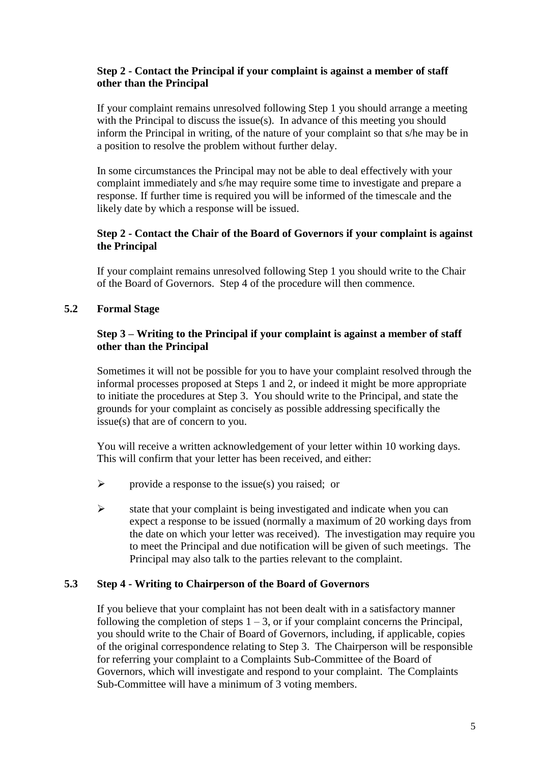### Step 2 - Contact the Principal if your complaint is against a member of staff other than the Principal

If your complaint remains unresolved following Step 1 you should arrange a meeting with the Principal to discuss the issue(s). In advance of this meeting you should inform the Principal in writing, of the nature of your complaint so that s/he may be in a position to resolve the problem without further delay.

In some circumstances the Principal may not be able to deal effectively with your complaint immediately and s/he may require some time to investigate and prepare a response. If further time is required you will be informed of the timescale and the likely date by which a response will be issued.

### Step 2 - Contact the Chair of the Board of Governors if your complaint is against the Principal

If your complaint remains unresolved following Step 1 you should write to the Chair of the Board of Governors. Step 4 of the procedure will then commence.

## 5.2 Formal Stage

### Step 3 – Writing to the Principal if your complaint is against a member of staff other than the Principal

Sometimes it will not be possible for you to have your complaint resolved through the informal processes proposed at Steps 1 and 2, or indeed it might be more appropriate to initiate the procedures at Step 3. You should write to the Principal, and state the grounds for your complaint as concisely as possible addressing specifically the issue(s) that are of concern to you.

You will receive a written acknowledgement of your letter within 10 working days. This will confirm that your letter has been received, and either:

- provide a response to the issue(s) you raised; or
- state that your complaint is being investigated and indicate when you can expect a response to be issued (normally a maximum of 20 working days from the date on which your letter was received). The investigation may require you to meet the Principal and due notification will be given of such meetings. The Principal may also talk to the parties relevant to the complaint.

## 5.3 Step 4 - Writing to Chairperson of the Board of Governors

If you believe that your complaint has not been dealt with in a satisfactory manner following the completion of steps 1 – 3, or if your complaint concerns the Principal, you should write to the Chair of Board of Governors, including, if applicable, copies of the original correspondence relating to Step 3. The Chairperson will be responsible for referring your complaint to a Complaints Sub-Committee of the Board of Governors, which will investigate and respond to your complaint. The Complaints Sub-Committee will have a minimum of 3 voting members.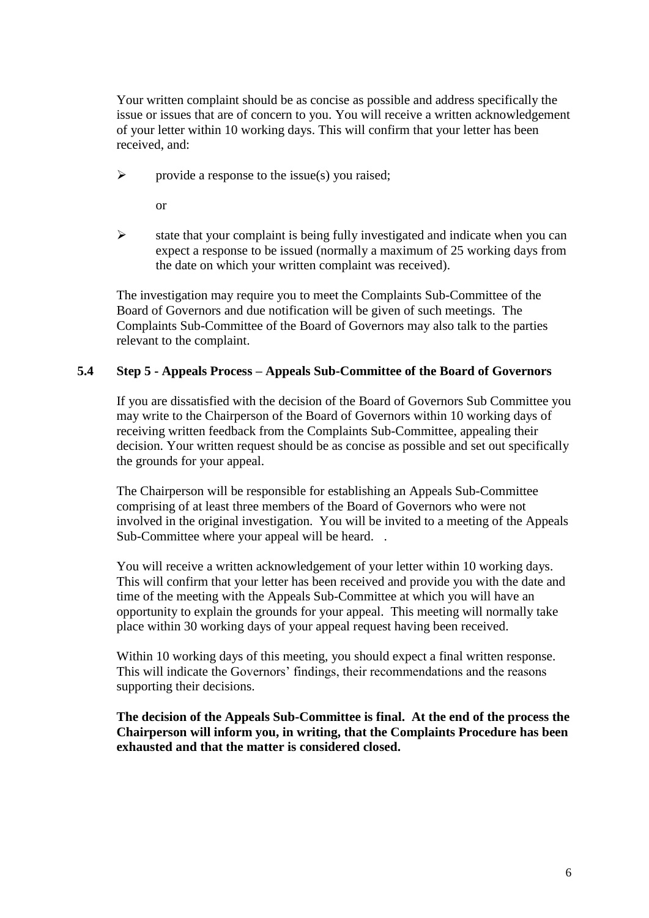Your written complaint should be as concise as possible and address specifically the issue or issues that are of concern to you. You will receive a written acknowledgement of your letter within 10 working days. This will confirm that your letter has been received, and:

- provide a response to the issue(s) you raised;

  or

- state that your complaint is being fully investigated and indicate when you can expect a response to be issued (normally a maximum of 25 working days from the date on which your written complaint was received).

The investigation may require you to meet the Complaints Sub-Committee of the Board of Governors and due notification will be given of such meetings. The Complaints Sub-Committee of the Board of Governors may also talk to the parties relevant to the complaint.

### 5.4 Step 5 - Appeals Process – Appeals Sub-Committee of the Board of Governors

If you are dissatisfied with the decision of the Board of Governors Sub Committee you may write to the Chairperson of the Board of Governors within 10 working days of receiving written feedback from the Complaints Sub-Committee, appealing their decision. Your written request should be as concise as possible and set out specifically the grounds for your appeal.

The Chairperson will be responsible for establishing an Appeals Sub-Committee comprising of at least three members of the Board of Governors who were not involved in the original investigation. You will be invited to a meeting of the Appeals Sub-Committee where your appeal will be heard. .

You will receive a written acknowledgement of your letter within 10 working days. This will confirm that your letter has been received and provide you with the date and time of the meeting with the Appeals Sub-Committee at which you will have an opportunity to explain the grounds for your appeal. This meeting will normally take place within 30 working days of your appeal request having been received.

Within 10 working days of this meeting, you should expect a final written response. This will indicate the Governors' findings, their recommendations and the reasons supporting their decisions.

**The decision of the Appeals Sub-Committee is final. At the end of the process the Chairperson will inform you, in writing, that the Complaints Procedure has been exhausted and that the matter is considered closed.**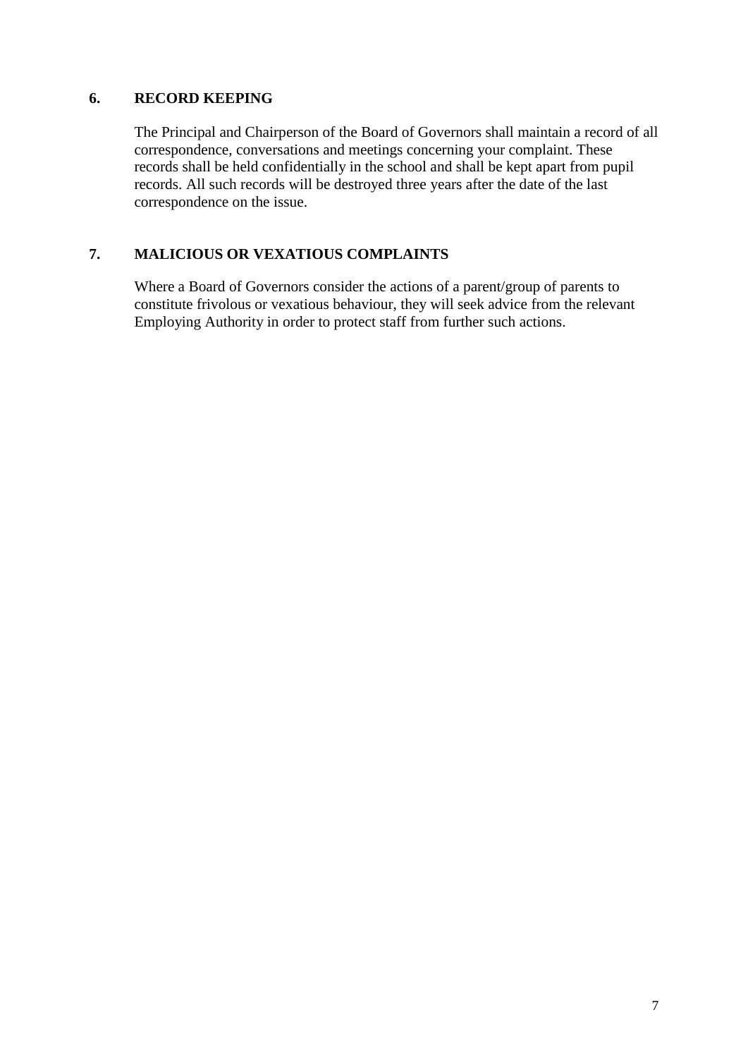## 6. RECORD KEEPING

The Principal and Chairperson of the Board of Governors shall maintain a record of all correspondence, conversations and meetings concerning your complaint. These records shall be held confidentially in the school and shall be kept apart from pupil records. All such records will be destroyed three years after the date of the last correspondence on the issue.

## 7. MALICIOUS OR VEXATIOUS COMPLAINTS

Where a Board of Governors consider the actions of a parent/group of parents to constitute frivolous or vexatious behaviour, they will seek advice from the relevant Employing Authority in order to protect staff from further such actions.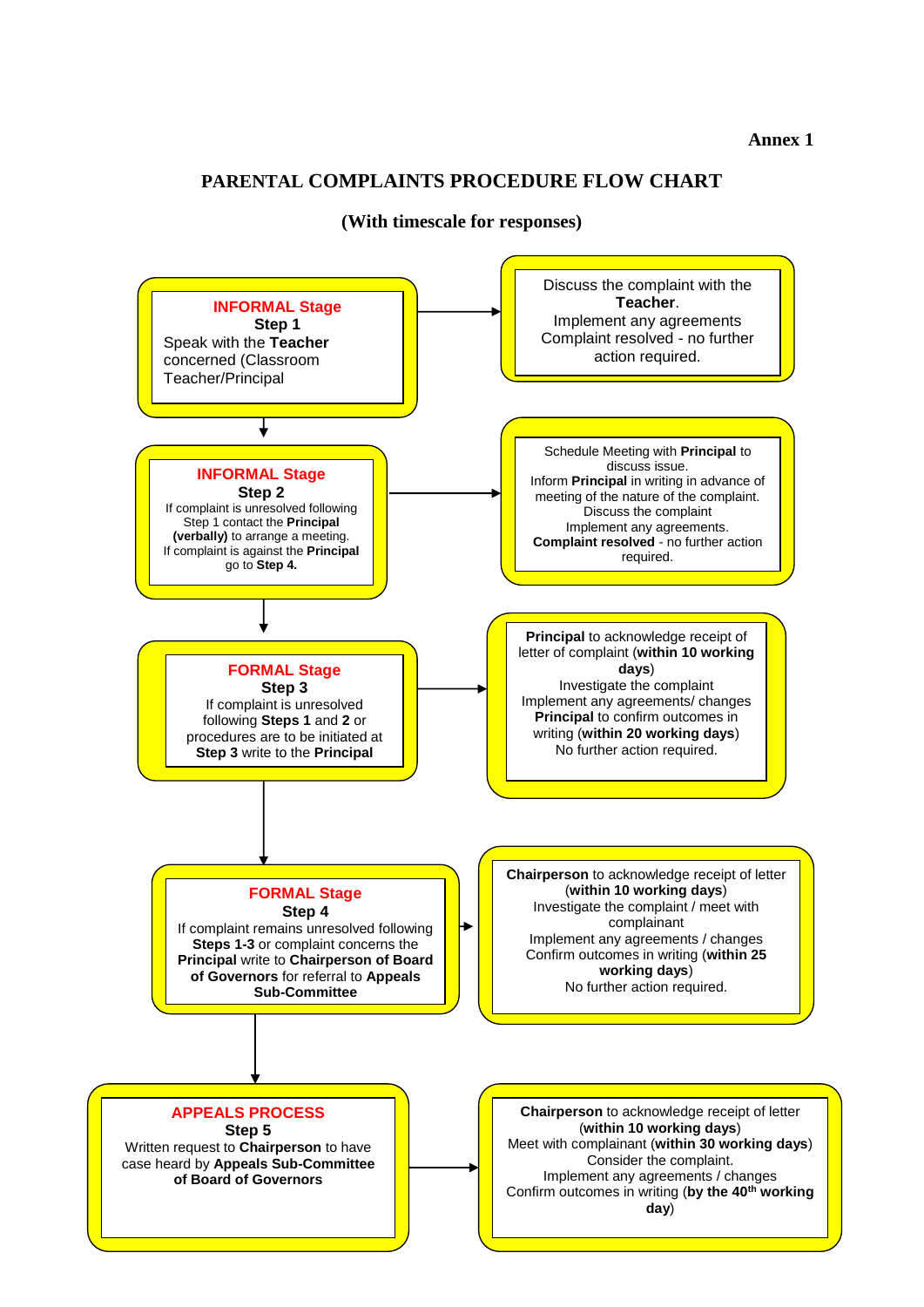Annex 1

# PARENTAL COMPLAINTS PROCEDURE FLOW CHART

## (With timescale for responses)

**INFORMAL Stage**
**Step 1**
Speak with the **Teacher** concerned (Classroom Teacher/Principal

→ Discuss the complaint with the **Teacher**.
Implement any agreements
Complaint resolved - no further action required.

**INFORMAL Stage**
**Step 2**
If complaint is unresolved following Step 1 contact the **Principal (verbally)** to arrange a meeting.
If complaint is against the **Principal** go to **Step 4.**

→ Schedule Meeting with **Principal** to discuss issue.
Inform **Principal** in writing in advance of meeting of the nature of the complaint.
Discuss the complaint
Implement any agreements.
**Complaint resolved** - no further action required.

**FORMAL Stage**
**Step 3**
If complaint is unresolved following **Steps 1** and **2** or procedures are to be initiated at **Step 3** write to the **Principal**

→ **Principal** to acknowledge receipt of letter of complaint (**within 10 working days**)
Investigate the complaint
Implement any agreements/ changes
**Principal** to confirm outcomes in writing (**within 20 working days**)
No further action required.

**FORMAL Stage**
**Step 4**
If complaint remains unresolved following **Steps 1-3** or complaint concerns the **Principal** write to **Chairperson of Board of Governors** for referral to **Appeals Sub-Committee**

→ **Chairperson** to acknowledge receipt of letter (**within 10 working days**)
Investigate the complaint / meet with complainant
Implement any agreements / changes
Confirm outcomes in writing (**within 25 working days**)
No further action required.

**APPEALS PROCESS**
**Step 5**
Written request to **Chairperson** to have case heard by **Appeals Sub-Committee of Board of Governors**

→ **Chairperson** to acknowledge receipt of letter (**within 10 working days**)
Meet with complainant (**within 30 working days**)
Consider the complaint.
Implement any agreements / changes
Confirm outcomes in writing (**by the 40th working day**)